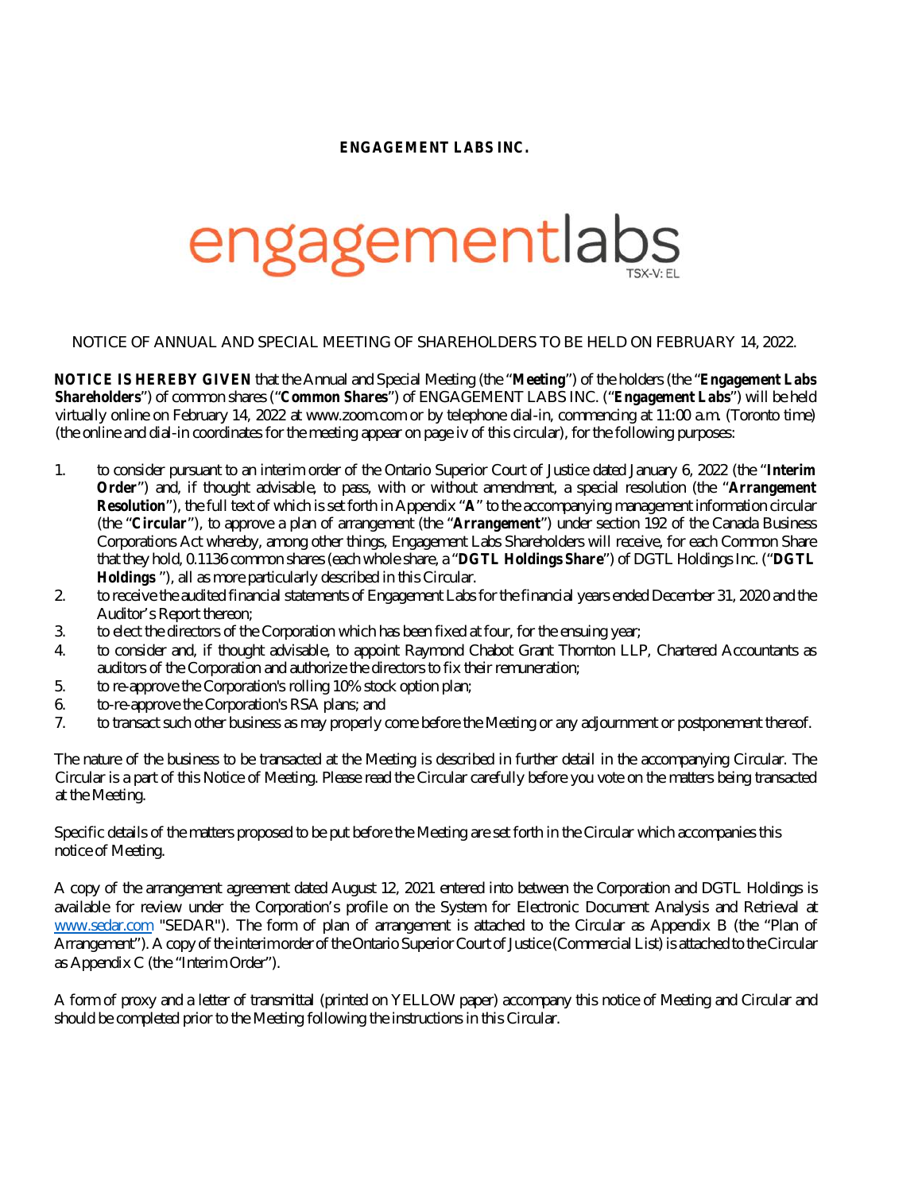**ENGAGEMENT LABS INC.**

engagementlabs
TSX-V: EL

NOTICE OF ANNUAL AND SPECIAL MEETING OF SHAREHOLDERS TO BE HELD ON FEBRUARY 14, 2022.

**NOTICE IS HEREBY GIVEN** that the Annual and Special Meeting (the "**Meeting**") of the holders (the "**Engagement Labs Shareholders**") of common shares ("**Common Shares**") of ENGAGEMENT LABS INC. ("**Engagement Labs**") will be held virtually online on February 14, 2022 at www.zoom.com or by telephone dial-in, commencing at 11:00 a.m. (Toronto time) (the online and dial-in coordinates for the meeting appear on page iv of this circular), for the following purposes:

1. to consider pursuant to an interim order of the Ontario Superior Court of Justice dated January 6, 2022 (the "**Interim Order**") and, if thought advisable, to pass, with or without amendment, a special resolution (the "**Arrangement Resolution**"), the full text of which is set forth in Appendix "**A**" to the accompanying management information circular (the "**Circular**"), to approve a plan of arrangement (the "**Arrangement**") under section 192 of the Canada Business Corporations Act whereby, among other things, Engagement Labs Shareholders will receive, for each Common Share that they hold, 0.1136 common shares (each whole share, a "**DGTL Holdings Share**") of DGTL Holdings Inc. ("**DGTL Holdings** "), all as more particularly described in this Circular.
2. to receive the audited financial statements of Engagement Labs for the financial years ended December 31, 2020 and the Auditor's Report thereon;
3. to elect the directors of the Corporation which has been fixed at four, for the ensuing year;
4. to consider and, if thought advisable, to appoint Raymond Chabot Grant Thornton LLP, Chartered Accountants as auditors of the Corporation and authorize the directors to fix their remuneration;
5. to re-approve the Corporation's rolling 10% stock option plan;
6. to-re-approve the Corporation's RSA plans; and
7. to transact such other business as may properly come before the Meeting or any adjournment or postponement thereof.

The nature of the business to be transacted at the Meeting is described in further detail in the accompanying Circular. The Circular is a part of this Notice of Meeting. Please read the Circular carefully before you vote on the matters being transacted at the Meeting.

Specific details of the matters proposed to be put before the Meeting are set forth in the Circular which accompanies this notice of Meeting.

A copy of the arrangement agreement dated August 12, 2021 entered into between the Corporation and DGTL Holdings is available for review under the Corporation's profile on the System for Electronic Document Analysis and Retrieval at www.sedar.com "SEDAR"). The form of plan of arrangement is attached to the Circular as Appendix B (the "Plan of Arrangement"). A copy of the interim order of the Ontario Superior Court of Justice (Commercial List) is attached to the Circular as Appendix C (the "Interim Order").

A form of proxy and a letter of transmittal (printed on YELLOW paper) accompany this notice of Meeting and Circular and should be completed prior to the Meeting following the instructions in this Circular.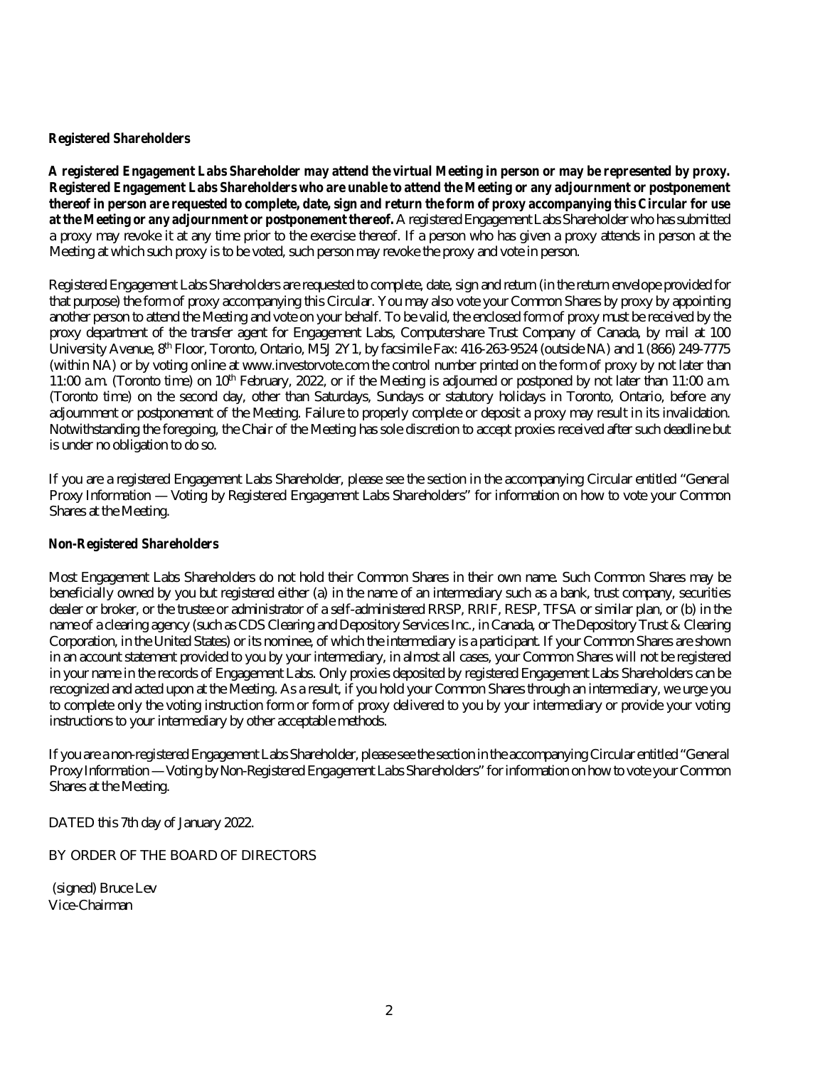**Registered Shareholders**

**A registered Engagement Labs Shareholder may attend the virtual Meeting in person or may be represented by proxy. Registered Engagement Labs Shareholders who are unable to attend the Meeting or any adjournment or postponement thereof in person are requested to complete, date, sign and return the form of proxy accompanying this Circular for use at the Meeting or any adjournment or postponement thereof.** A registered Engagement Labs Shareholder who has submitted a proxy may revoke it at any time prior to the exercise thereof. If a person who has given a proxy attends in person at the Meeting at which such proxy is to be voted, such person may revoke the proxy and vote in person.

Registered Engagement Labs Shareholders are requested to complete, date, sign and return (in the return envelope provided for that purpose) the form of proxy accompanying this Circular. You may also vote your Common Shares by proxy by appointing another person to attend the Meeting and vote on your behalf. To be valid, the enclosed form of proxy must be received by the proxy department of the transfer agent for Engagement Labs, Computershare Trust Company of Canada, by mail at 100 University Avenue, 8th Floor, Toronto, Ontario, M5J 2Y1, by facsimile Fax: 416-263-9524 (outside NA) and 1 (866) 249-7775 (within NA) or by voting online at www.investorvote.com the control number printed on the form of proxy by not later than 11:00 a.m. (Toronto time) on 10th February, 2022, or if the Meeting is adjourned or postponed by not later than 11:00 a.m. (Toronto time) on the second day, other than Saturdays, Sundays or statutory holidays in Toronto, Ontario, before any adjournment or postponement of the Meeting. Failure to properly complete or deposit a proxy may result in its invalidation. Notwithstanding the foregoing, the Chair of the Meeting has sole discretion to accept proxies received after such deadline but is under no obligation to do so.

If you are a registered Engagement Labs Shareholder, please see the section in the accompanying Circular entitled "General Proxy Information — Voting by Registered Engagement Labs Shareholders" for information on how to vote your Common Shares at the Meeting.

**Non-Registered Shareholders**

Most Engagement Labs Shareholders do not hold their Common Shares in their own name. Such Common Shares may be beneficially owned by you but registered either (a) in the name of an intermediary such as a bank, trust company, securities dealer or broker, or the trustee or administrator of a self-administered RRSP, RRIF, RESP, TFSA or similar plan, or (b) in the name of a clearing agency (such as CDS Clearing and Depository Services Inc., in Canada, or The Depository Trust & Clearing Corporation, in the United States) or its nominee, of which the intermediary is a participant. If your Common Shares are shown in an account statement provided to you by your intermediary, in almost all cases, your Common Shares will not be registered in your name in the records of Engagement Labs. Only proxies deposited by registered Engagement Labs Shareholders can be recognized and acted upon at the Meeting. As a result, if you hold your Common Shares through an intermediary, we urge you to complete only the voting instruction form or form of proxy delivered to you by your intermediary or provide your voting instructions to your intermediary by other acceptable methods.

If you are a non-registered Engagement Labs Shareholder, please see the section in the accompanying Circular entitled "General Proxy Information — Voting by Non-Registered Engagement Labs Shareholders" for information on how to vote your Common Shares at the Meeting.

DATED this 7th day of January 2022.

BY ORDER OF THE BOARD OF DIRECTORS

(signed) Bruce Lev
Vice-Chairman